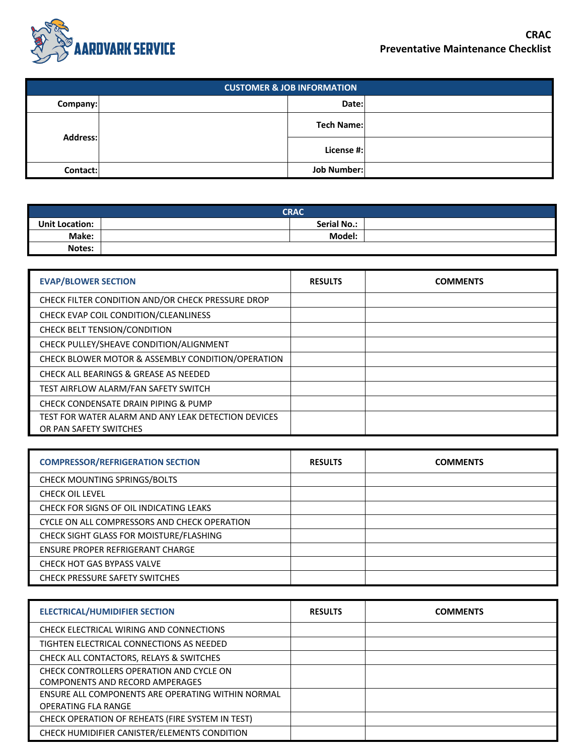AARDVARK SERVICE

# CRAC
## Preventative Maintenance Checklist

| CUSTOMER & JOB INFORMATION | | | |
|---|---|---|---|
| Company: | | Date: | |
| Address: | | Tech Name: | |
| | | License #: | |
| Contact: | | Job Number: | |

| CRAC | | | |
|---|---|---|---|
| Unit Location: | | Serial No.: | |
| Make: | | Model: | |
| Notes: | | | |

| EVAP/BLOWER SECTION | RESULTS | COMMENTS |
|---|---|---|
| CHECK FILTER CONDITION AND/OR CHECK PRESSURE DROP | | |
| CHECK EVAP COIL CONDITION/CLEANLINESS | | |
| CHECK BELT TENSION/CONDITION | | |
| CHECK PULLEY/SHEAVE CONDITION/ALIGNMENT | | |
| CHECK BLOWER MOTOR & ASSEMBLY CONDITION/OPERATION | | |
| CHECK ALL BEARINGS & GREASE AS NEEDED | | |
| TEST AIRFLOW ALARM/FAN SAFETY SWITCH | | |
| CHECK CONDENSATE DRAIN PIPING & PUMP | | |
| TEST FOR WATER ALARM AND ANY LEAK DETECTION DEVICES OR PAN SAFETY SWITCHES | | |

| COMPRESSOR/REFRIGERATION SECTION | RESULTS | COMMENTS |
|---|---|---|
| CHECK MOUNTING SPRINGS/BOLTS | | |
| CHECK OIL LEVEL | | |
| CHECK FOR SIGNS OF OIL INDICATING LEAKS | | |
| CYCLE ON ALL COMPRESSORS AND CHECK OPERATION | | |
| CHECK SIGHT GLASS FOR MOISTURE/FLASHING | | |
| ENSURE PROPER REFRIGERANT CHARGE | | |
| CHECK HOT GAS BYPASS VALVE | | |
| CHECK PRESSURE SAFETY SWITCHES | | |

| ELECTRICAL/HUMIDIFIER SECTION | RESULTS | COMMENTS |
|---|---|---|
| CHECK ELECTRICAL WIRING AND CONNECTIONS | | |
| TIGHTEN ELECTRICAL CONNECTIONS AS NEEDED | | |
| CHECK ALL CONTACTORS, RELAYS & SWITCHES | | |
| CHECK CONTROLLERS OPERATION AND CYCLE ON COMPONENTS AND RECORD AMPERAGES | | |
| ENSURE ALL COMPONENTS ARE OPERATING WITHIN NORMAL OPERATING FLA RANGE | | |
| CHECK OPERATION OF REHEATS (FIRE SYSTEM IN TEST) | | |
| CHECK HUMIDIFIER CANISTER/ELEMENTS CONDITION | | |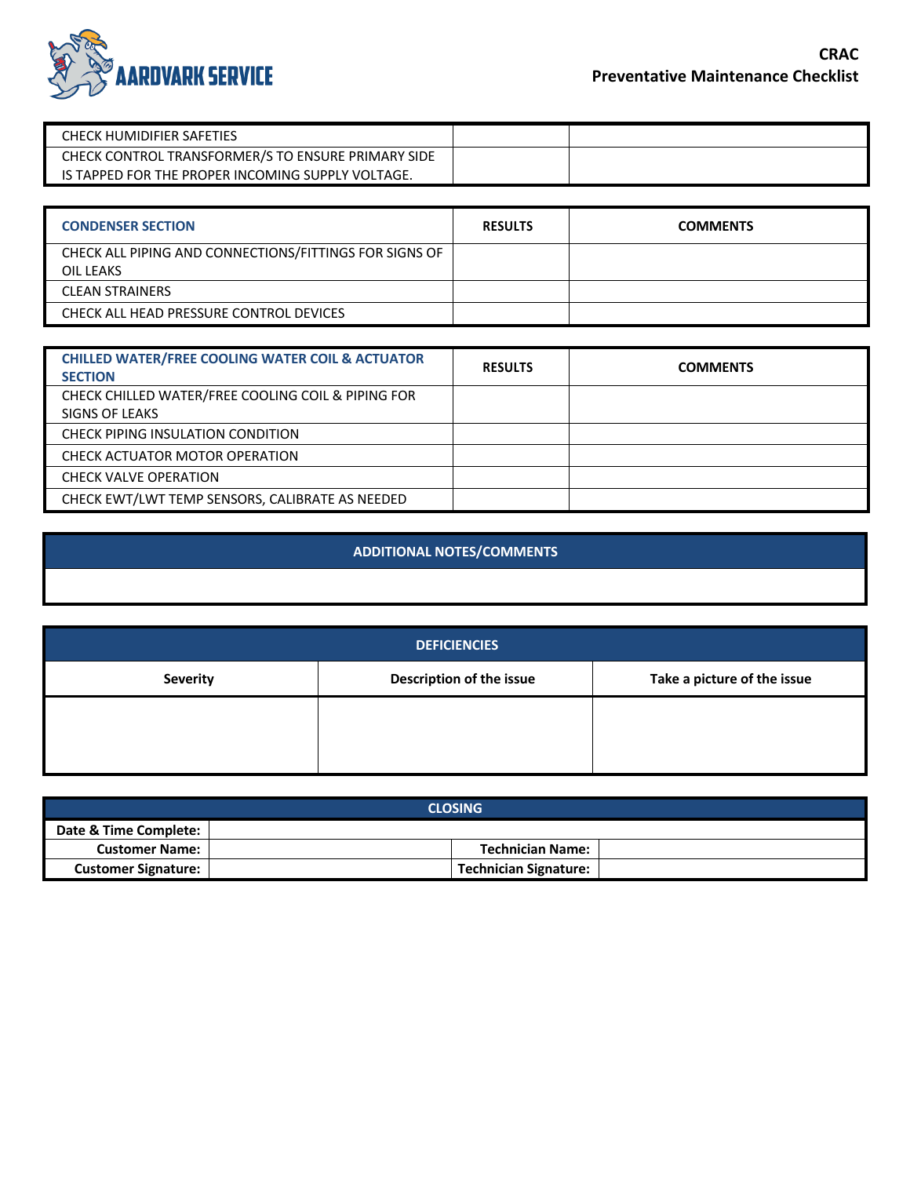**CRAC**
**Preventative Maintenance Checklist**

| | | |
|---|---|---|
| CHECK HUMIDIFIER SAFETIES | | |
| CHECK CONTROL TRANSFORMER/S TO ENSURE PRIMARY SIDE IS TAPPED FOR THE PROPER INCOMING SUPPLY VOLTAGE. | | |

| CONDENSER SECTION | RESULTS | COMMENTS |
|---|---|---|
| CHECK ALL PIPING AND CONNECTIONS/FITTINGS FOR SIGNS OF OIL LEAKS | | |
| CLEAN STRAINERS | | |
| CHECK ALL HEAD PRESSURE CONTROL DEVICES | | |

| CHILLED WATER/FREE COOLING WATER COIL & ACTUATOR SECTION | RESULTS | COMMENTS |
|---|---|---|
| CHECK CHILLED WATER/FREE COOLING COIL & PIPING FOR SIGNS OF LEAKS | | |
| CHECK PIPING INSULATION CONDITION | | |
| CHECK ACTUATOR MOTOR OPERATION | | |
| CHECK VALVE OPERATION | | |
| CHECK EWT/LWT TEMP SENSORS, CALIBRATE AS NEEDED | | |

| ADDITIONAL NOTES/COMMENTS |
|---|
| |

| DEFICIENCIES | | |
|---|---|---|
| Severity | Description of the issue | Take a picture of the issue |
| | | |

| CLOSING | | | |
|---|---|---|---|
| Date & Time Complete: | | | |
| Customer Name: | | Technician Name: | |
| Customer Signature: | | Technician Signature: | |